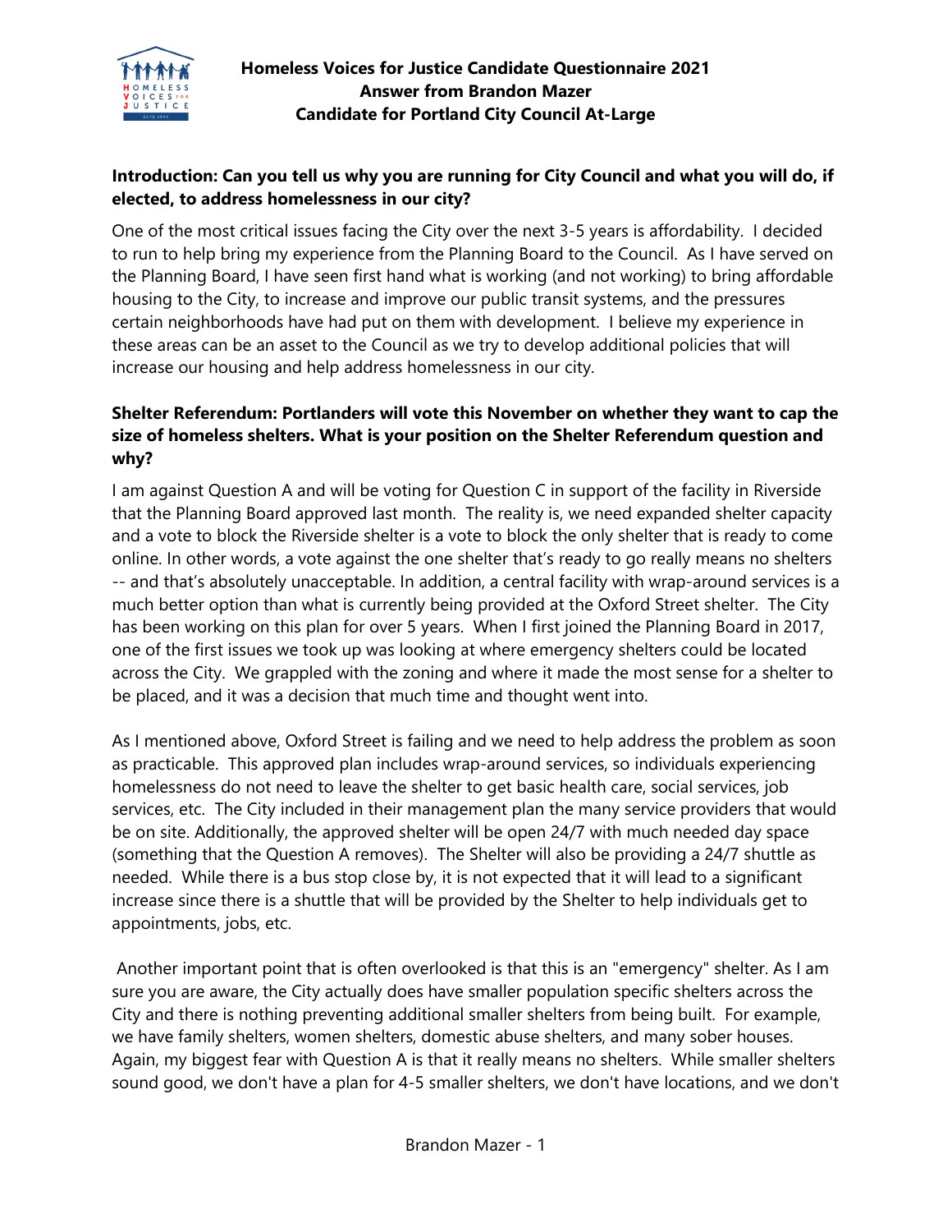# Homeless Voices for Justice Candidate Questionnaire 2021
## Answer from Brandon Mazer
## Candidate for Portland City Council At-Large

**Introduction: Can you tell us why you are running for City Council and what you will do, if elected, to address homelessness in our city?**

One of the most critical issues facing the City over the next 3-5 years is affordability. I decided to run to help bring my experience from the Planning Board to the Council. As I have served on the Planning Board, I have seen first hand what is working (and not working) to bring affordable housing to the City, to increase and improve our public transit systems, and the pressures certain neighborhoods have had put on them with development. I believe my experience in these areas can be an asset to the Council as we try to develop additional policies that will increase our housing and help address homelessness in our city.

**Shelter Referendum: Portlanders will vote this November on whether they want to cap the size of homeless shelters. What is your position on the Shelter Referendum question and why?**

I am against Question A and will be voting for Question C in support of the facility in Riverside that the Planning Board approved last month. The reality is, we need expanded shelter capacity and a vote to block the Riverside shelter is a vote to block the only shelter that is ready to come online. In other words, a vote against the one shelter that's ready to go really means no shelters -- and that's absolutely unacceptable. In addition, a central facility with wrap-around services is a much better option than what is currently being provided at the Oxford Street shelter. The City has been working on this plan for over 5 years. When I first joined the Planning Board in 2017, one of the first issues we took up was looking at where emergency shelters could be located across the City. We grappled with the zoning and where it made the most sense for a shelter to be placed, and it was a decision that much time and thought went into.

As I mentioned above, Oxford Street is failing and we need to help address the problem as soon as practicable. This approved plan includes wrap-around services, so individuals experiencing homelessness do not need to leave the shelter to get basic health care, social services, job services, etc. The City included in their management plan the many service providers that would be on site. Additionally, the approved shelter will be open 24/7 with much needed day space (something that the Question A removes). The Shelter will also be providing a 24/7 shuttle as needed. While there is a bus stop close by, it is not expected that it will lead to a significant increase since there is a shuttle that will be provided by the Shelter to help individuals get to appointments, jobs, etc.

Another important point that is often overlooked is that this is an "emergency" shelter. As I am sure you are aware, the City actually does have smaller population specific shelters across the City and there is nothing preventing additional smaller shelters from being built. For example, we have family shelters, women shelters, domestic abuse shelters, and many sober houses. Again, my biggest fear with Question A is that it really means no shelters. While smaller shelters sound good, we don't have a plan for 4-5 smaller shelters, we don't have locations, and we don't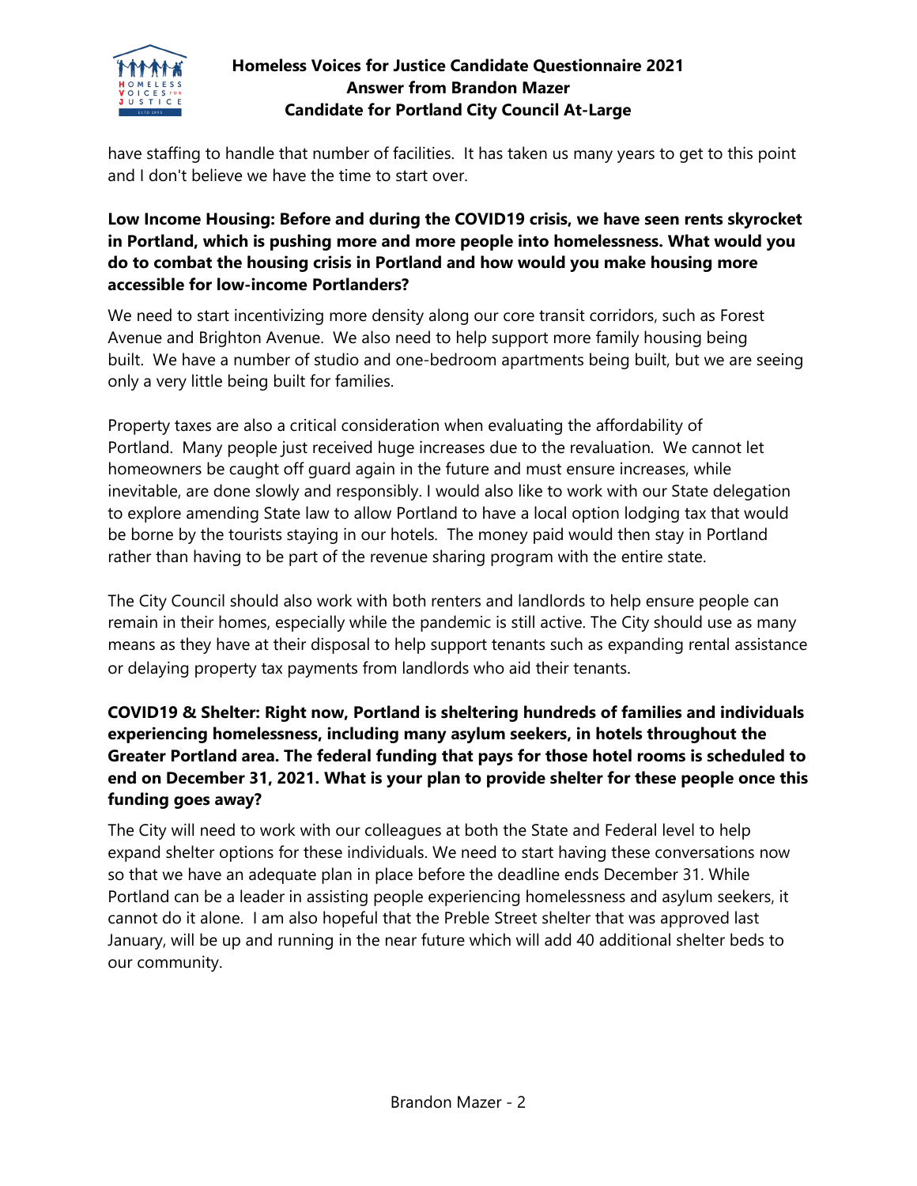have staffing to handle that number of facilities. It has taken us many years to get to this point and I don't believe we have the time to start over.

**Low Income Housing: Before and during the COVID19 crisis, we have seen rents skyrocket in Portland, which is pushing more and more people into homelessness. What would you do to combat the housing crisis in Portland and how would you make housing more accessible for low-income Portlanders?**

We need to start incentivizing more density along our core transit corridors, such as Forest Avenue and Brighton Avenue. We also need to help support more family housing being built. We have a number of studio and one-bedroom apartments being built, but we are seeing only a very little being built for families.

Property taxes are also a critical consideration when evaluating the affordability of Portland. Many people just received huge increases due to the revaluation. We cannot let homeowners be caught off guard again in the future and must ensure increases, while inevitable, are done slowly and responsibly. I would also like to work with our State delegation to explore amending State law to allow Portland to have a local option lodging tax that would be borne by the tourists staying in our hotels. The money paid would then stay in Portland rather than having to be part of the revenue sharing program with the entire state.

The City Council should also work with both renters and landlords to help ensure people can remain in their homes, especially while the pandemic is still active. The City should use as many means as they have at their disposal to help support tenants such as expanding rental assistance or delaying property tax payments from landlords who aid their tenants.

**COVID19 & Shelter: Right now, Portland is sheltering hundreds of families and individuals experiencing homelessness, including many asylum seekers, in hotels throughout the Greater Portland area. The federal funding that pays for those hotel rooms is scheduled to end on December 31, 2021. What is your plan to provide shelter for these people once this funding goes away?**

The City will need to work with our colleagues at both the State and Federal level to help expand shelter options for these individuals. We need to start having these conversations now so that we have an adequate plan in place before the deadline ends December 31. While Portland can be a leader in assisting people experiencing homelessness and asylum seekers, it cannot do it alone. I am also hopeful that the Preble Street shelter that was approved last January, will be up and running in the near future which will add 40 additional shelter beds to our community.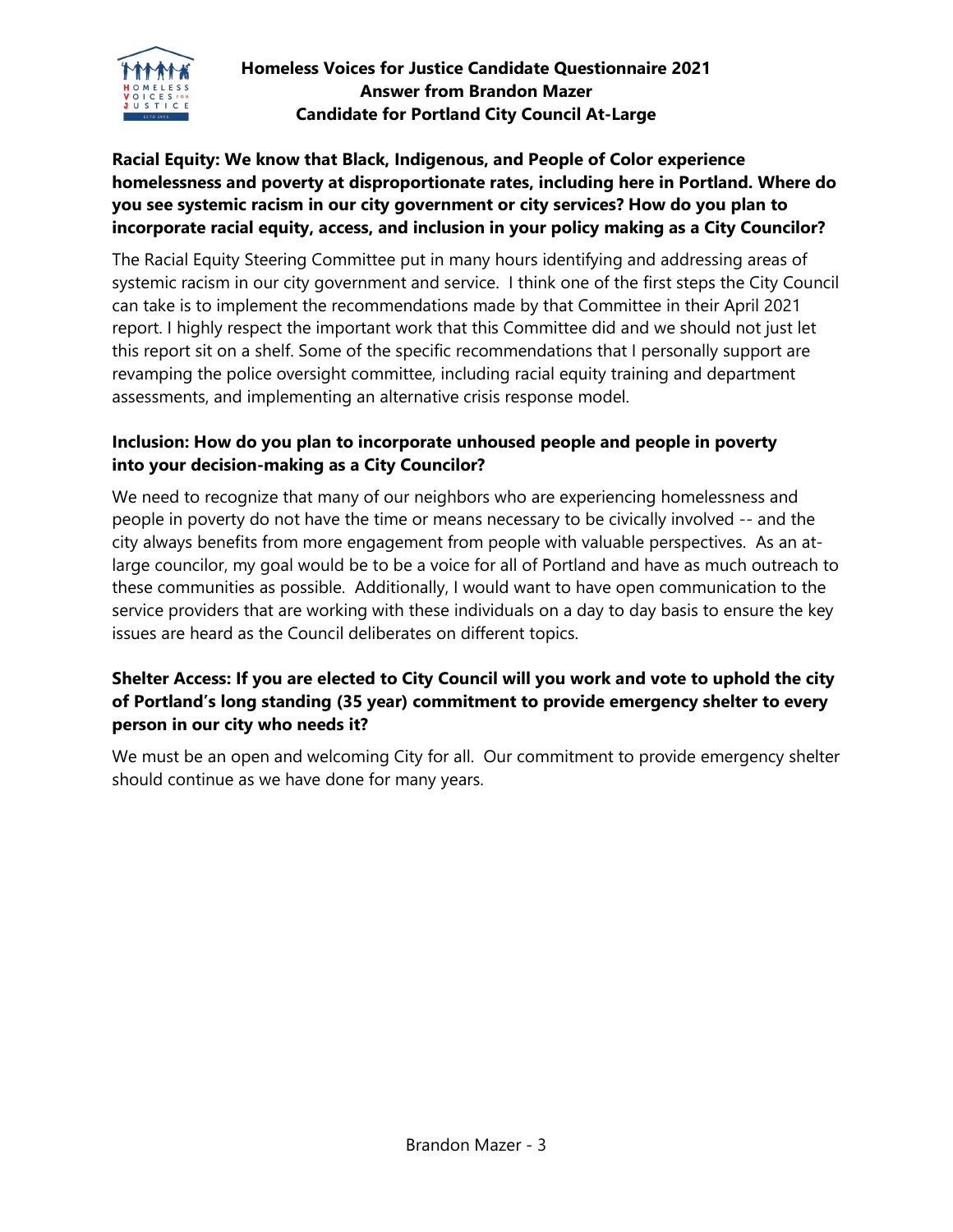**Homeless Voices for Justice Candidate Questionnaire 2021**
**Answer from Brandon Mazer**
**Candidate for Portland City Council At-Large**

**Racial Equity: We know that Black, Indigenous, and People of Color experience homelessness and poverty at disproportionate rates, including here in Portland. Where do you see systemic racism in our city government or city services? How do you plan to incorporate racial equity, access, and inclusion in your policy making as a City Councilor?**

The Racial Equity Steering Committee put in many hours identifying and addressing areas of systemic racism in our city government and service. I think one of the first steps the City Council can take is to implement the recommendations made by that Committee in their April 2021 report. I highly respect the important work that this Committee did and we should not just let this report sit on a shelf. Some of the specific recommendations that I personally support are revamping the police oversight committee, including racial equity training and department assessments, and implementing an alternative crisis response model.

**Inclusion: How do you plan to incorporate unhoused people and people in poverty into your decision-making as a City Councilor?**

We need to recognize that many of our neighbors who are experiencing homelessness and people in poverty do not have the time or means necessary to be civically involved -- and the city always benefits from more engagement from people with valuable perspectives. As an at-large councilor, my goal would be to be a voice for all of Portland and have as much outreach to these communities as possible. Additionally, I would want to have open communication to the service providers that are working with these individuals on a day to day basis to ensure the key issues are heard as the Council deliberates on different topics.

**Shelter Access: If you are elected to City Council will you work and vote to uphold the city of Portland's long standing (35 year) commitment to provide emergency shelter to every person in our city who needs it?**

We must be an open and welcoming City for all. Our commitment to provide emergency shelter should continue as we have done for many years.